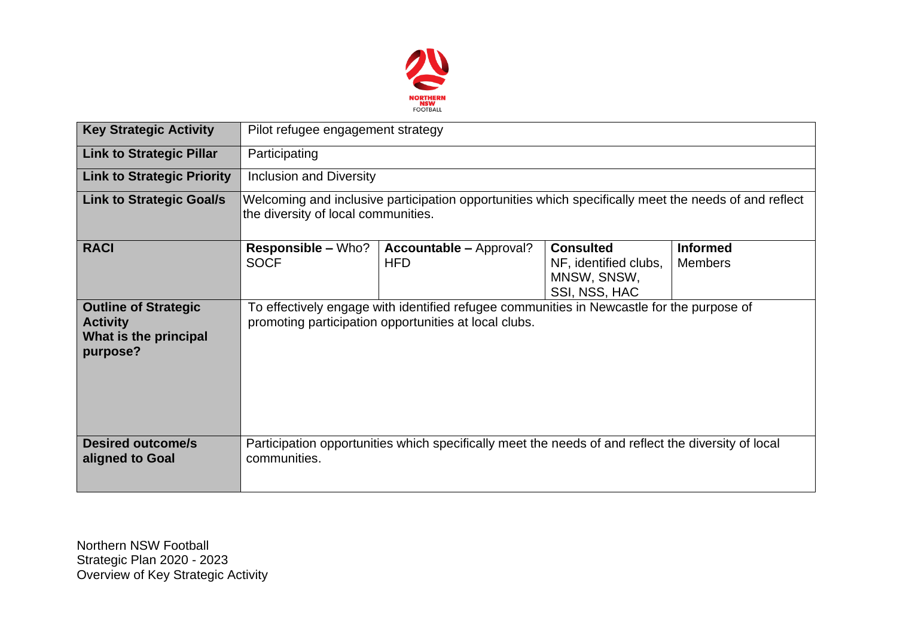| Key Strategic Activity | Pilot refugee engagement strategy | | | |
|---|---|---|---|---|
| **Link to Strategic Pillar** | Participating | | | |
| **Link to Strategic Priority** | Inclusion and Diversity | | | |
| **Link to Strategic Goal/s** | Welcoming and inclusive participation opportunities which specifically meet the needs of and reflect the diversity of local communities. | | | |
| **RACI** | **Responsible –** Who? SOCF | **Accountable –** Approval? HFD | **Consulted** NF, identified clubs, MNSW, SNSW, SSI, NSS, HAC | **Informed** Members |
| **Outline of Strategic Activity What is the principal purpose?** | To effectively engage with identified refugee communities in Newcastle for the purpose of promoting participation opportunities at local clubs. | | | |
| **Desired outcome/s aligned to Goal** | Participation opportunities which specifically meet the needs of and reflect the diversity of local communities. | | | |

Northern NSW Football
Strategic Plan 2020 - 2023
Overview of Key Strategic Activity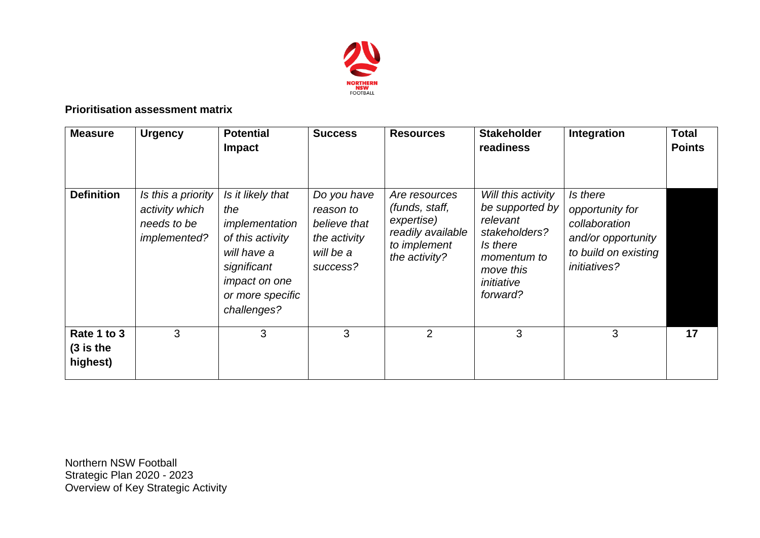**Prioritisation assessment matrix**

| Measure | Urgency | Potential Impact | Success | Resources | Stakeholder readiness | Integration | Total Points |
|---|---|---|---|---|---|---|---|
| **Definition** | *Is this a priority activity which needs to be implemented?* | *Is it likely that the implementation of this activity will have a significant impact on one or more specific challenges?* | *Do you have reason to believe that the activity will be a success?* | *Are resources (funds, staff, expertise) readily available to implement the activity?* | *Will this activity be supported by relevant stakeholders? Is there momentum to move this initiative forward?* | *Is there opportunity for collaboration and/or opportunity to build on existing initiatives?* | |
| **Rate 1 to 3 (3 is the highest)** | 3 | 3 | 3 | 2 | 3 | 3 | **17** |

Northern NSW Football
Strategic Plan 2020 - 2023
Overview of Key Strategic Activity